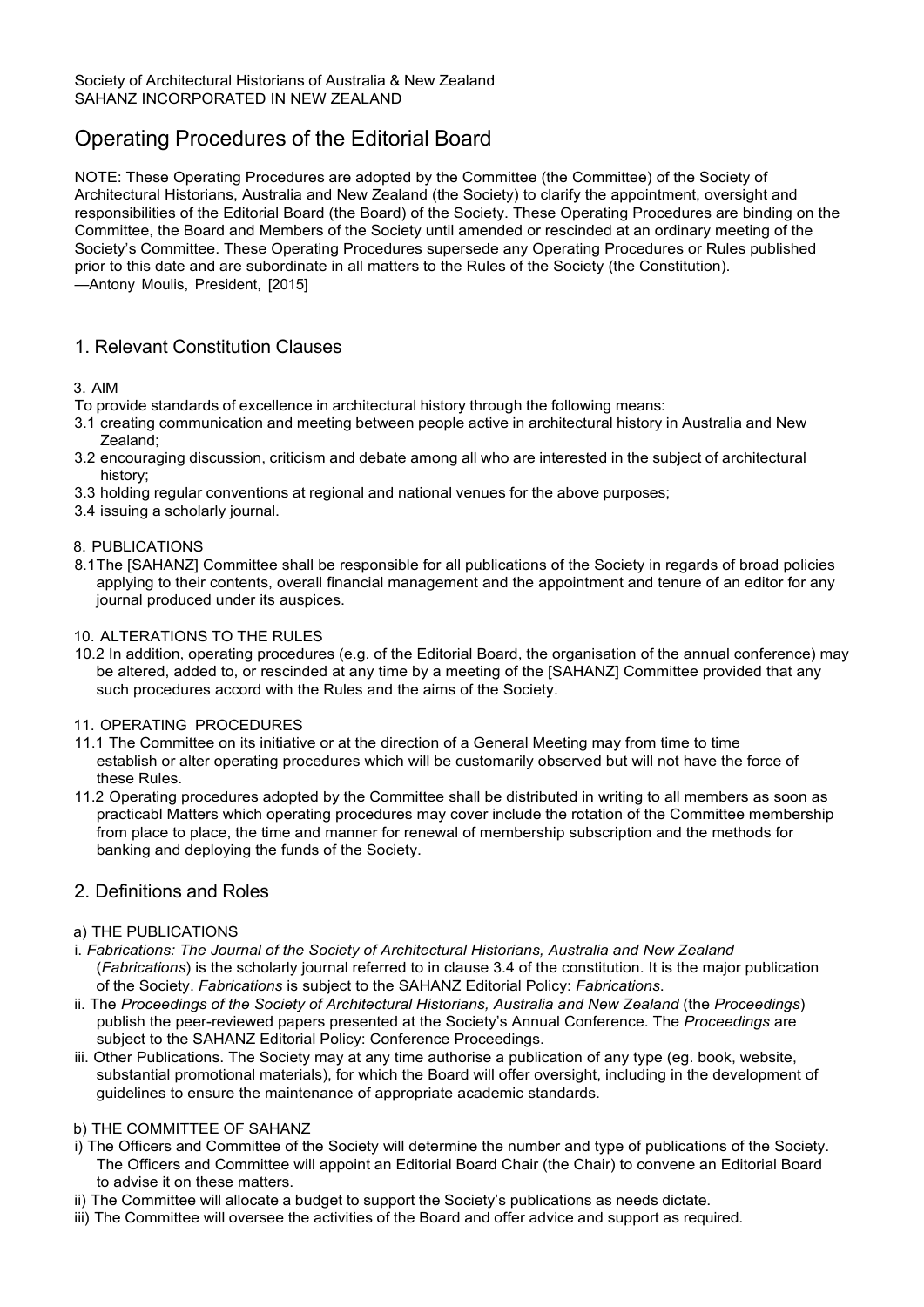Society of Architectural Historians of Australia & New Zealand
SAHANZ INCORPORATED IN NEW ZEALAND

# Operating Procedures of the Editorial Board

NOTE: These Operating Procedures are adopted by the Committee (the Committee) of the Society of Architectural Historians, Australia and New Zealand (the Society) to clarify the appointment, oversight and responsibilities of the Editorial Board (the Board) of the Society. These Operating Procedures are binding on the Committee, the Board and Members of the Society until amended or rescinded at an ordinary meeting of the Society's Committee. These Operating Procedures supersede any Operating Procedures or Rules published prior to this date and are subordinate in all matters to the Rules of the Society (the Constitution).
—Antony Moulis, President, [2015]

## 1. Relevant Constitution Clauses

3. AIM

To provide standards of excellence in architectural history through the following means:

3.1 creating communication and meeting between people active in architectural history in Australia and New Zealand;
3.2 encouraging discussion, criticism and debate among all who are interested in the subject of architectural history;
3.3 holding regular conventions at regional and national venues for the above purposes;
3.4 issuing a scholarly journal.

8. PUBLICATIONS

8.1The [SAHANZ] Committee shall be responsible for all publications of the Society in regards of broad policies applying to their contents, overall financial management and the appointment and tenure of an editor for any journal produced under its auspices.

10. ALTERATIONS TO THE RULES

10.2 In addition, operating procedures (e.g. of the Editorial Board, the organisation of the annual conference) may be altered, added to, or rescinded at any time by a meeting of the [SAHANZ] Committee provided that any such procedures accord with the Rules and the aims of the Society.

11. OPERATING PROCEDURES

11.1 The Committee on its initiative or at the direction of a General Meeting may from time to time establish or alter operating procedures which will be customarily observed but will not have the force of these Rules.
11.2 Operating procedures adopted by the Committee shall be distributed in writing to all members as soon as practicabl Matters which operating procedures may cover include the rotation of the Committee membership from place to place, the time and manner for renewal of membership subscription and the methods for banking and deploying the funds of the Society.

## 2. Definitions and Roles

a) THE PUBLICATIONS

i. *Fabrications: The Journal of the Society of Architectural Historians, Australia and New Zealand* (*Fabrications*) is the scholarly journal referred to in clause 3.4 of the constitution. It is the major publication of the Society. *Fabrications* is subject to the SAHANZ Editorial Policy: *Fabrications*.
ii. The *Proceedings of the Society of Architectural Historians, Australia and New Zealand* (the *Proceedings*) publish the peer-reviewed papers presented at the Society's Annual Conference. The *Proceedings* are subject to the SAHANZ Editorial Policy: Conference Proceedings.
iii. Other Publications. The Society may at any time authorise a publication of any type (eg. book, website, substantial promotional materials), for which the Board will offer oversight, including in the development of guidelines to ensure the maintenance of appropriate academic standards.

b) THE COMMITTEE OF SAHANZ

i) The Officers and Committee of the Society will determine the number and type of publications of the Society. The Officers and Committee will appoint an Editorial Board Chair (the Chair) to convene an Editorial Board to advise it on these matters.
ii) The Committee will allocate a budget to support the Society's publications as needs dictate.
iii) The Committee will oversee the activities of the Board and offer advice and support as required.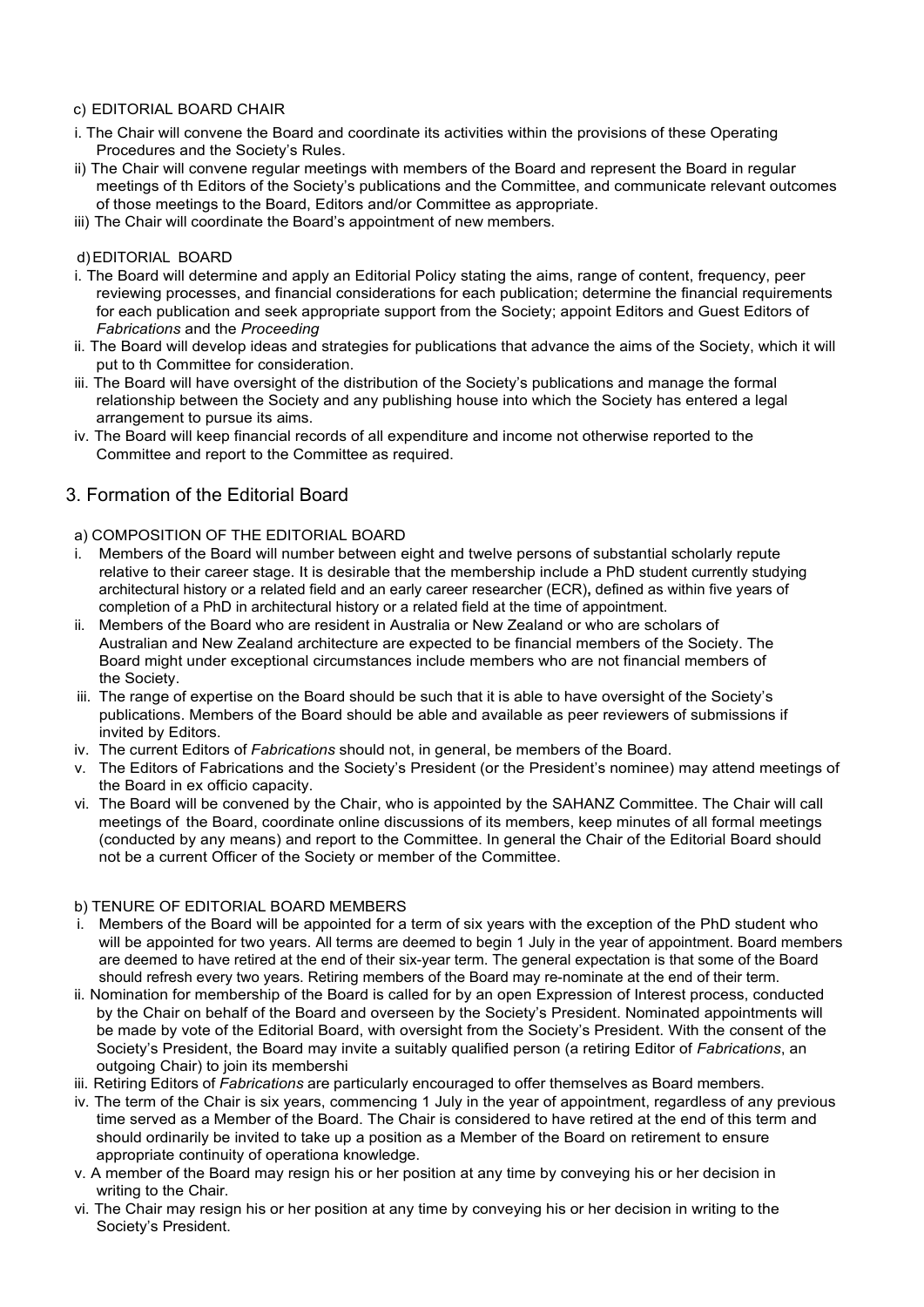c) EDITORIAL BOARD CHAIR

i. The Chair will convene the Board and coordinate its activities within the provisions of these Operating Procedures and the Society's Rules.

ii) The Chair will convene regular meetings with members of the Board and represent the Board in regular meetings of th Editors of the Society's publications and the Committee, and communicate relevant outcomes of those meetings to the Board, Editors and/or Committee as appropriate.

iii) The Chair will coordinate the Board's appointment of new members.

d) EDITORIAL BOARD

i. The Board will determine and apply an Editorial Policy stating the aims, range of content, frequency, peer reviewing processes, and financial considerations for each publication; determine the financial requirements for each publication and seek appropriate support from the Society; appoint Editors and Guest Editors of *Fabrications* and the *Proceeding*

ii. The Board will develop ideas and strategies for publications that advance the aims of the Society, which it will put to th Committee for consideration.

iii. The Board will have oversight of the distribution of the Society's publications and manage the formal relationship between the Society and any publishing house into which the Society has entered a legal arrangement to pursue its aims.

iv. The Board will keep financial records of all expenditure and income not otherwise reported to the Committee and report to the Committee as required.

## 3. Formation of the Editorial Board

a) COMPOSITION OF THE EDITORIAL BOARD

i. Members of the Board will number between eight and twelve persons of substantial scholarly repute relative to their career stage. It is desirable that the membership include a PhD student currently studying architectural history or a related field and an early career researcher (ECR), defined as within five years of completion of a PhD in architectural history or a related field at the time of appointment.

ii. Members of the Board who are resident in Australia or New Zealand or who are scholars of Australian and New Zealand architecture are expected to be financial members of the Society. The Board might under exceptional circumstances include members who are not financial members of the Society.

iii. The range of expertise on the Board should be such that it is able to have oversight of the Society's publications. Members of the Board should be able and available as peer reviewers of submissions if invited by Editors.

iv. The current Editors of *Fabrications* should not, in general, be members of the Board.

v. The Editors of Fabrications and the Society's President (or the President's nominee) may attend meetings of the Board in ex officio capacity.

vi. The Board will be convened by the Chair, who is appointed by the SAHANZ Committee. The Chair will call meetings of the Board, coordinate online discussions of its members, keep minutes of all formal meetings (conducted by any means) and report to the Committee. In general the Chair of the Editorial Board should not be a current Officer of the Society or member of the Committee.

b) TENURE OF EDITORIAL BOARD MEMBERS

i. Members of the Board will be appointed for a term of six years with the exception of the PhD student who will be appointed for two years. All terms are deemed to begin 1 July in the year of appointment. Board members are deemed to have retired at the end of their six-year term. The general expectation is that some of the Board should refresh every two years. Retiring members of the Board may re-nominate at the end of their term.

ii. Nomination for membership of the Board is called for by an open Expression of Interest process, conducted by the Chair on behalf of the Board and overseen by the Society's President. Nominated appointments will be made by vote of the Editorial Board, with oversight from the Society's President. With the consent of the Society's President, the Board may invite a suitably qualified person (a retiring Editor of *Fabrications*, an outgoing Chair) to join its membershi

iii. Retiring Editors of *Fabrications* are particularly encouraged to offer themselves as Board members.

iv. The term of the Chair is six years, commencing 1 July in the year of appointment, regardless of any previous time served as a Member of the Board. The Chair is considered to have retired at the end of this term and should ordinarily be invited to take up a position as a Member of the Board on retirement to ensure appropriate continuity of operationa knowledge.

v. A member of the Board may resign his or her position at any time by conveying his or her decision in writing to the Chair.

vi. The Chair may resign his or her position at any time by conveying his or her decision in writing to the Society's President.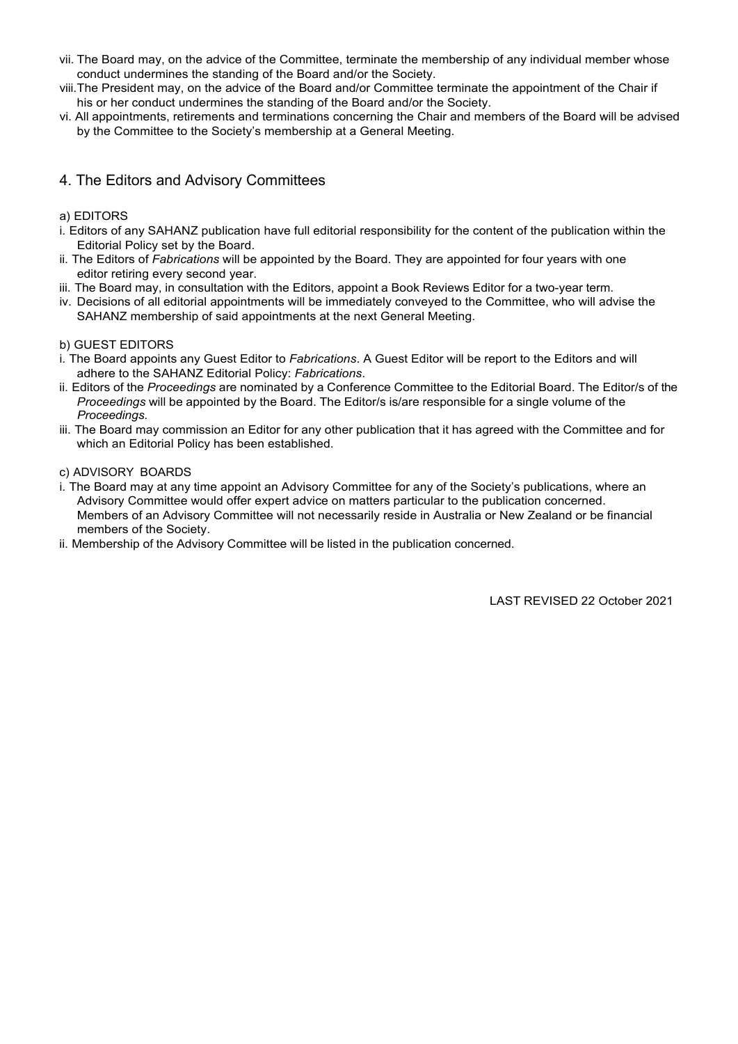vii. The Board may, on the advice of the Committee, terminate the membership of any individual member whose conduct undermines the standing of the Board and/or the Society.

viii. The President may, on the advice of the Board and/or Committee terminate the appointment of the Chair if his or her conduct undermines the standing of the Board and/or the Society.

vi. All appointments, retirements and terminations concerning the Chair and members of the Board will be advised by the Committee to the Society's membership at a General Meeting.

## 4. The Editors and Advisory Committees

a) EDITORS

i. Editors of any SAHANZ publication have full editorial responsibility for the content of the publication within the Editorial Policy set by the Board.

ii. The Editors of *Fabrications* will be appointed by the Board. They are appointed for four years with one editor retiring every second year.

iii. The Board may, in consultation with the Editors, appoint a Book Reviews Editor for a two-year term.

iv. Decisions of all editorial appointments will be immediately conveyed to the Committee, who will advise the SAHANZ membership of said appointments at the next General Meeting.

b) GUEST EDITORS

i. The Board appoints any Guest Editor to *Fabrications*. A Guest Editor will be report to the Editors and will adhere to the SAHANZ Editorial Policy: *Fabrications*.

ii. Editors of the *Proceedings* are nominated by a Conference Committee to the Editorial Board. The Editor/s of the *Proceedings* will be appointed by the Board. The Editor/s is/are responsible for a single volume of the *Proceedings*.

iii. The Board may commission an Editor for any other publication that it has agreed with the Committee and for which an Editorial Policy has been established.

c) ADVISORY BOARDS

i. The Board may at any time appoint an Advisory Committee for any of the Society's publications, where an Advisory Committee would offer expert advice on matters particular to the publication concerned. Members of an Advisory Committee will not necessarily reside in Australia or New Zealand or be financial members of the Society.

ii. Membership of the Advisory Committee will be listed in the publication concerned.

LAST REVISED 22 October 2021